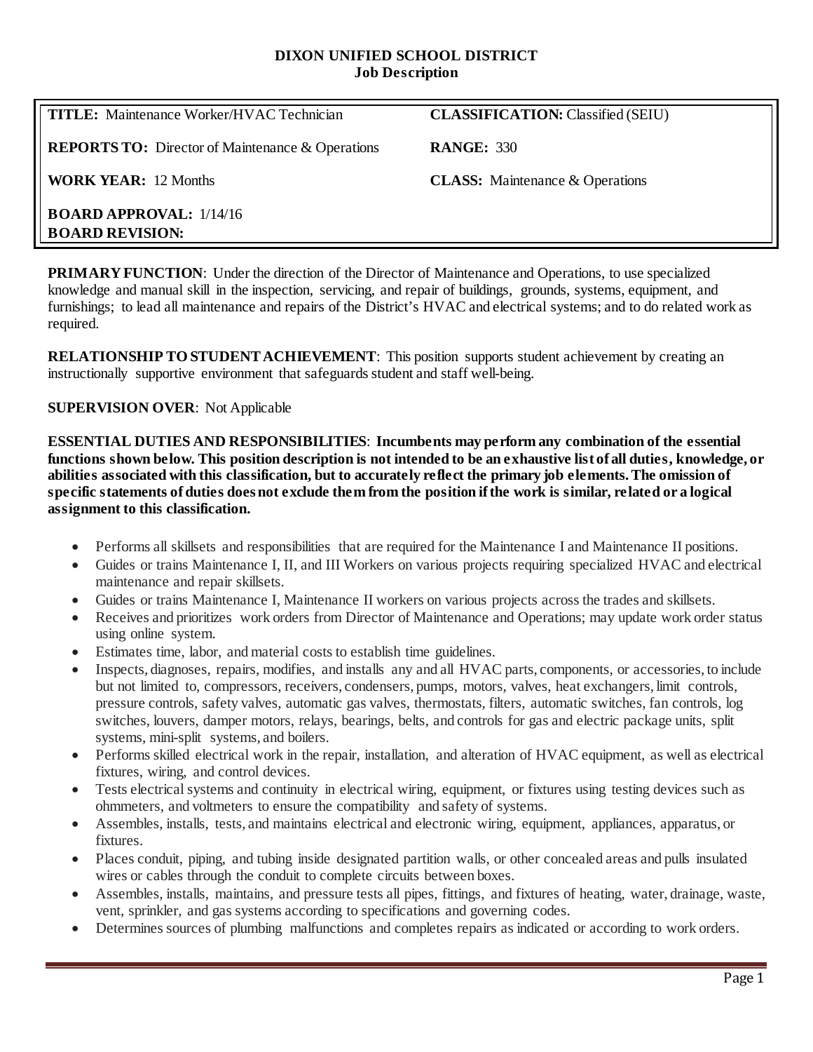**DIXON UNIFIED SCHOOL DISTRICT**
**Job Description**

| **TITLE:** Maintenance Worker/HVAC Technician | **CLASSIFICATION:** Classified (SEIU) |
|---|---|
| **REPORTS TO:** Director of Maintenance & Operations | **RANGE:** 330 |
| **WORK YEAR:** 12 Months | **CLASS:** Maintenance & Operations |
| **BOARD APPROVAL:** 1/14/16<br>**BOARD REVISION:** | |

**PRIMARY FUNCTION**: Under the direction of the Director of Maintenance and Operations, to use specialized knowledge and manual skill in the inspection, servicing, and repair of buildings, grounds, systems, equipment, and furnishings; to lead all maintenance and repairs of the District's HVAC and electrical systems; and to do related work as required.

**RELATIONSHIP TO STUDENT ACHIEVEMENT**: This position supports student achievement by creating an instructionally supportive environment that safeguards student and staff well-being.

**SUPERVISION OVER**: Not Applicable

**ESSENTIAL DUTIES AND RESPONSIBILITIES**: **Incumbents may perform any combination of the essential functions shown below. This position description is not intended to be an exhaustive list of all duties, knowledge, or abilities associated with this classification, but to accurately reflect the primary job elements. The omission of specific statements of duties does not exclude them from the position if the work is similar, related or a logical assignment to this classification.**

- Performs all skillsets and responsibilities that are required for the Maintenance I and Maintenance II positions.
- Guides or trains Maintenance I, II, and III Workers on various projects requiring specialized HVAC and electrical maintenance and repair skillsets.
- Guides or trains Maintenance I, Maintenance II workers on various projects across the trades and skillsets.
- Receives and prioritizes work orders from Director of Maintenance and Operations; may update work order status using online system.
- Estimates time, labor, and material costs to establish time guidelines.
- Inspects, diagnoses, repairs, modifies, and installs any and all HVAC parts, components, or accessories, to include but not limited to, compressors, receivers, condensers, pumps, motors, valves, heat exchangers, limit controls, pressure controls, safety valves, automatic gas valves, thermostats, filters, automatic switches, fan controls, log switches, louvers, damper motors, relays, bearings, belts, and controls for gas and electric package units, split systems, mini-split systems, and boilers.
- Performs skilled electrical work in the repair, installation, and alteration of HVAC equipment, as well as electrical fixtures, wiring, and control devices.
- Tests electrical systems and continuity in electrical wiring, equipment, or fixtures using testing devices such as ohmmeters, and voltmeters to ensure the compatibility and safety of systems.
- Assembles, installs, tests, and maintains electrical and electronic wiring, equipment, appliances, apparatus, or fixtures.
- Places conduit, piping, and tubing inside designated partition walls, or other concealed areas and pulls insulated wires or cables through the conduit to complete circuits between boxes.
- Assembles, installs, maintains, and pressure tests all pipes, fittings, and fixtures of heating, water, drainage, waste, vent, sprinkler, and gas systems according to specifications and governing codes.
- Determines sources of plumbing malfunctions and completes repairs as indicated or according to work orders.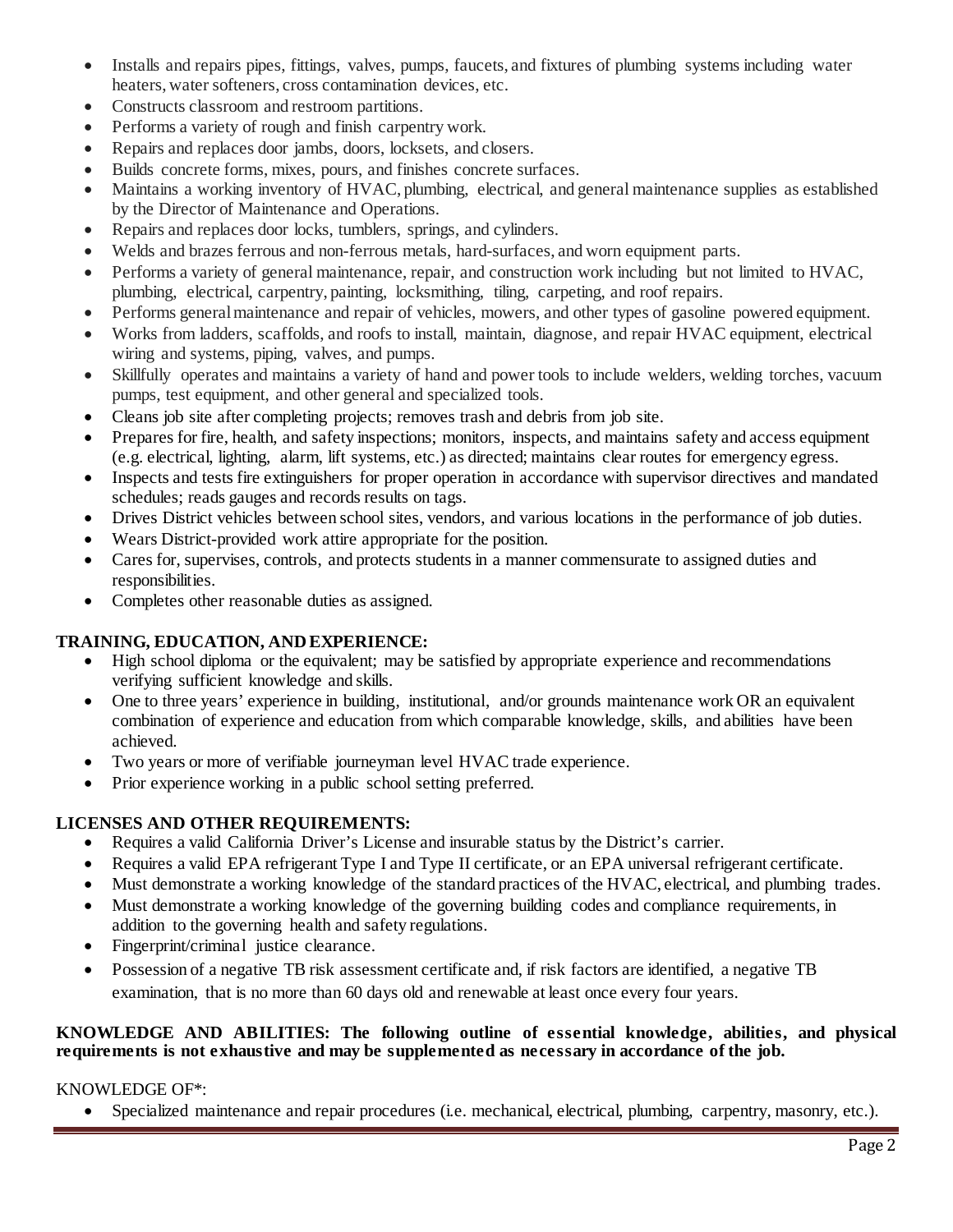- Installs and repairs pipes, fittings, valves, pumps, faucets, and fixtures of plumbing systems including water heaters, water softeners, cross contamination devices, etc.
- Constructs classroom and restroom partitions.
- Performs a variety of rough and finish carpentry work.
- Repairs and replaces door jambs, doors, locksets, and closers.
- Builds concrete forms, mixes, pours, and finishes concrete surfaces.
- Maintains a working inventory of HVAC, plumbing, electrical, and general maintenance supplies as established by the Director of Maintenance and Operations.
- Repairs and replaces door locks, tumblers, springs, and cylinders.
- Welds and brazes ferrous and non-ferrous metals, hard-surfaces, and worn equipment parts.
- Performs a variety of general maintenance, repair, and construction work including but not limited to HVAC, plumbing, electrical, carpentry, painting, locksmithing, tiling, carpeting, and roof repairs.
- Performs general maintenance and repair of vehicles, mowers, and other types of gasoline powered equipment.
- Works from ladders, scaffolds, and roofs to install, maintain, diagnose, and repair HVAC equipment, electrical wiring and systems, piping, valves, and pumps.
- Skillfully operates and maintains a variety of hand and power tools to include welders, welding torches, vacuum pumps, test equipment, and other general and specialized tools.
- Cleans job site after completing projects; removes trash and debris from job site.
- Prepares for fire, health, and safety inspections; monitors, inspects, and maintains safety and access equipment (e.g. electrical, lighting, alarm, lift systems, etc.) as directed; maintains clear routes for emergency egress.
- Inspects and tests fire extinguishers for proper operation in accordance with supervisor directives and mandated schedules; reads gauges and records results on tags.
- Drives District vehicles between school sites, vendors, and various locations in the performance of job duties.
- Wears District-provided work attire appropriate for the position.
- Cares for, supervises, controls, and protects students in a manner commensurate to assigned duties and responsibilities.
- Completes other reasonable duties as assigned.

**TRAINING, EDUCATION, AND EXPERIENCE:**

- High school diploma or the equivalent; may be satisfied by appropriate experience and recommendations verifying sufficient knowledge and skills.
- One to three years' experience in building, institutional, and/or grounds maintenance work OR an equivalent combination of experience and education from which comparable knowledge, skills, and abilities have been achieved.
- Two years or more of verifiable journeyman level HVAC trade experience.
- Prior experience working in a public school setting preferred.

**LICENSES AND OTHER REQUIREMENTS:**

- Requires a valid California Driver's License and insurable status by the District's carrier.
- Requires a valid EPA refrigerant Type I and Type II certificate, or an EPA universal refrigerant certificate.
- Must demonstrate a working knowledge of the standard practices of the HVAC, electrical, and plumbing trades.
- Must demonstrate a working knowledge of the governing building codes and compliance requirements, in addition to the governing health and safety regulations.
- Fingerprint/criminal justice clearance.
- Possession of a negative TB risk assessment certificate and, if risk factors are identified, a negative TB examination, that is no more than 60 days old and renewable at least once every four years.

**KNOWLEDGE AND ABILITIES: The following outline of essential knowledge, abilities, and physical requirements is not exhaustive and may be supplemented as necessary in accordance of the job.**

KNOWLEDGE OF*:

- Specialized maintenance and repair procedures (i.e. mechanical, electrical, plumbing, carpentry, masonry, etc.).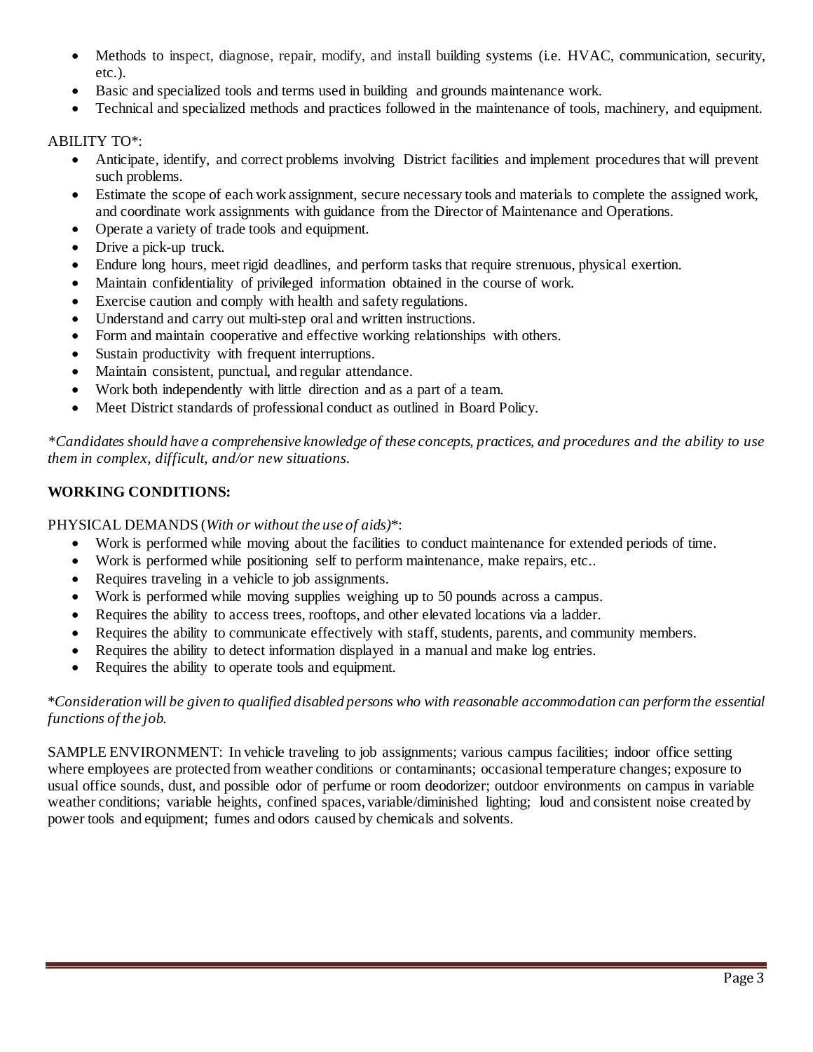- Methods to inspect, diagnose, repair, modify, and install building systems (i.e. HVAC, communication, security, etc.).
- Basic and specialized tools and terms used in building and grounds maintenance work.
- Technical and specialized methods and practices followed in the maintenance of tools, machinery, and equipment.

ABILITY TO*:

- Anticipate, identify, and correct problems involving District facilities and implement procedures that will prevent such problems.
- Estimate the scope of each work assignment, secure necessary tools and materials to complete the assigned work, and coordinate work assignments with guidance from the Director of Maintenance and Operations.
- Operate a variety of trade tools and equipment.
- Drive a pick-up truck.
- Endure long hours, meet rigid deadlines, and perform tasks that require strenuous, physical exertion.
- Maintain confidentiality of privileged information obtained in the course of work.
- Exercise caution and comply with health and safety regulations.
- Understand and carry out multi-step oral and written instructions.
- Form and maintain cooperative and effective working relationships with others.
- Sustain productivity with frequent interruptions.
- Maintain consistent, punctual, and regular attendance.
- Work both independently with little direction and as a part of a team.
- Meet District standards of professional conduct as outlined in Board Policy.

*\*Candidates should have a comprehensive knowledge of these concepts, practices, and procedures and the ability to use them in complex, difficult, and/or new situations.*

## WORKING CONDITIONS:

PHYSICAL DEMANDS (*With or without the use of aids)**:

- Work is performed while moving about the facilities to conduct maintenance for extended periods of time.
- Work is performed while positioning self to perform maintenance, make repairs, etc..
- Requires traveling in a vehicle to job assignments.
- Work is performed while moving supplies weighing up to 50 pounds across a campus.
- Requires the ability to access trees, rooftops, and other elevated locations via a ladder.
- Requires the ability to communicate effectively with staff, students, parents, and community members.
- Requires the ability to detect information displayed in a manual and make log entries.
- Requires the ability to operate tools and equipment.

*\*Consideration will be given to qualified disabled persons who with reasonable accommodation can perform the essential functions of the job.*

SAMPLE ENVIRONMENT: In vehicle traveling to job assignments; various campus facilities; indoor office setting where employees are protected from weather conditions or contaminants; occasional temperature changes; exposure to usual office sounds, dust, and possible odor of perfume or room deodorizer; outdoor environments on campus in variable weather conditions; variable heights, confined spaces, variable/diminished lighting; loud and consistent noise created by power tools and equipment; fumes and odors caused by chemicals and solvents.